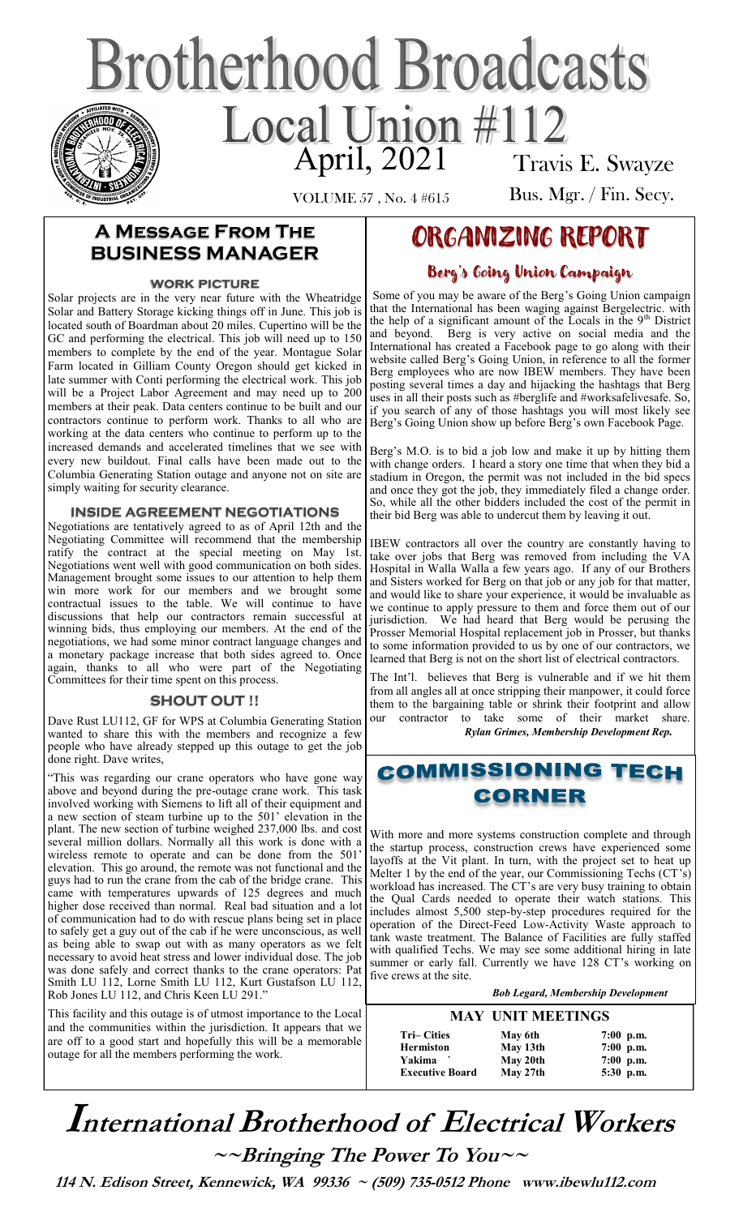# Brotherhood Broadcasts

## Local Union #112

April, 2021

VOLUME 57 , No. 4 #615

Travis E. Swayze
Bus. Mgr. / Fin. Secy.

## A Message From The Business Manager

### WORK PICTURE

Solar projects are in the very near future with the Wheatridge Solar and Battery Storage kicking things off in June. This job is located south of Boardman about 20 miles. Cupertino will be the GC and performing the electrical. This job will need up to 150 members to complete by the end of the year. Montague Solar Farm located in Gilliam County Oregon should get kicked in late summer with Conti performing the electrical work. This job will be a Project Labor Agreement and may need up to 200 members at their peak. Data centers continue to be built and our contractors continue to perform work. Thanks to all who are working at the data centers who continue to perform up to the increased demands and accelerated timelines that we see with every new buildout. Final calls have been made out to the Columbia Generating Station outage and anyone not on site are simply waiting for security clearance.

### INSIDE AGREEMENT NEGOTIATIONS

Negotiations are tentatively agreed to as of April 12th and the Negotiating Committee will recommend that the membership ratify the contract at the special meeting on May 1st. Negotiations went well with good communication on both sides. Management brought some issues to our attention to help them win more work for our members and we brought some contractual issues to the table. We will continue to have discussions that help our contractors remain successful at winning bids, thus employing our members. At the end of the negotiations, we had some minor contract language changes and a monetary package increase that both sides agreed to. Once again, thanks to all who were part of the Negotiating Committees for their time spent on this process.

### SHOUT OUT !!

Dave Rust LU112, GF for WPS at Columbia Generating Station wanted to share this with the members and recognize a few people who have already stepped up this outage to get the job done right. Dave writes,

"This was regarding our crane operators who have gone way above and beyond during the pre-outage crane work. This task involved working with Siemens to lift all of their equipment and a new section of steam turbine up to the 501' elevation in the plant. The new section of turbine weighed 237,000 lbs. and cost several million dollars. Normally all this work is done with a wireless remote to operate and can be done from the 501' elevation. This go around, the remote was not functional and the guys had to run the crane from the cab of the bridge crane. This came with temperatures upwards of 125 degrees and much higher dose received than normal. Real bad situation and a lot of communication had to do with rescue plans being set in place to safely get a guy out of the cab if he were unconscious, as well as being able to swap out with as many operators as we felt necessary to avoid heat stress and lower individual dose. The job was done safely and correct thanks to the crane operators: Pat Smith LU 112, Lorne Smith LU 112, Kurt Gustafson LU 112, Rob Jones LU 112, and Chris Keen LU 291."

This facility and this outage is of utmost importance to the Local and the communities within the jurisdiction. It appears that we are off to a good start and hopefully this will be a memorable outage for all the members performing the work.

## ORGANIZING REPORT

### Berg's Going Union Campaign

Some of you may be aware of the Berg's Going Union campaign that the International has been waging against Bergelectric. with the help of a significant amount of the Locals in the 9th District and beyond. Berg is very active on social media and the International has created a Facebook page to go along with their website called Berg's Going Union, in reference to all the former Berg employees who are now IBEW members. They have been posting several times a day and hijacking the hashtags that Berg uses in all their posts such as #berglife and #worksafelivesafe. So, if you search of any of those hashtags you will most likely see Berg's Going Union show up before Berg's own Facebook Page.

Berg's M.O. is to bid a job low and make it up by hitting them with change orders. I heard a story one time that when they bid a stadium in Oregon, the permit was not included in the bid specs and once they got the job, they immediately filed a change order. So, while all the other bidders included the cost of the permit in their bid Berg was able to undercut them by leaving it out.

IBEW contractors all over the country are constantly having to take over jobs that Berg was removed from including the VA Hospital in Walla Walla a few years ago. If any of our Brothers and Sisters worked for Berg on that job or any job for that matter, and would like to share your experience, it would be invaluable as we continue to apply pressure to them and force them out of our jurisdiction. We had heard that Berg would be perusing the Prosser Memorial Hospital replacement job in Prosser, but thanks to some information provided to us by one of our contractors, we learned that Berg is not on the short list of electrical contractors.

The Int'l. believes that Berg is vulnerable and if we hit them from all angles all at once stripping their manpower, it could force them to the bargaining table or shrink their footprint and allow our contractor to take some of their market share.

*Rylan Grimes, Membership Development Rep.*

## COMMISSIONING TECH CORNER

With more and more systems construction complete and through the startup process, construction crews have experienced some layoffs at the Vit plant. In turn, with the project set to heat up Melter 1 by the end of the year, our Commissioning Techs (CT's) workload has increased. The CT's are very busy training to obtain the Qual Cards needed to operate their watch stations. This includes almost 5,500 step-by-step procedures required for the operation of the Direct-Feed Low-Activity Waste approach to tank waste treatment. The Balance of Facilities are fully staffed with qualified Techs. We may see some additional hiring in late summer or early fall. Currently we have 128 CT's working on five crews at the site.

*Bob Legard, Membership Development*

### MAY UNIT MEETINGS

| | | |
|---|---|---|
| **Tri– Cities** | **May 6th** | **7:00 p.m.** |
| **Hermiston** | **May 13th** | **7:00 p.m.** |
| **Yakima** | **May 20th** | **7:00 p.m.** |
| **Executive Board** | **May 27th** | **5:30 p.m.** |

# International Brotherhood of Electrical Workers

**~~Bringing The Power To You~~**

**114 N. Edison Street, Kennewick, WA 99336 ~ (509) 735-0512 Phone www.ibewlu112.com**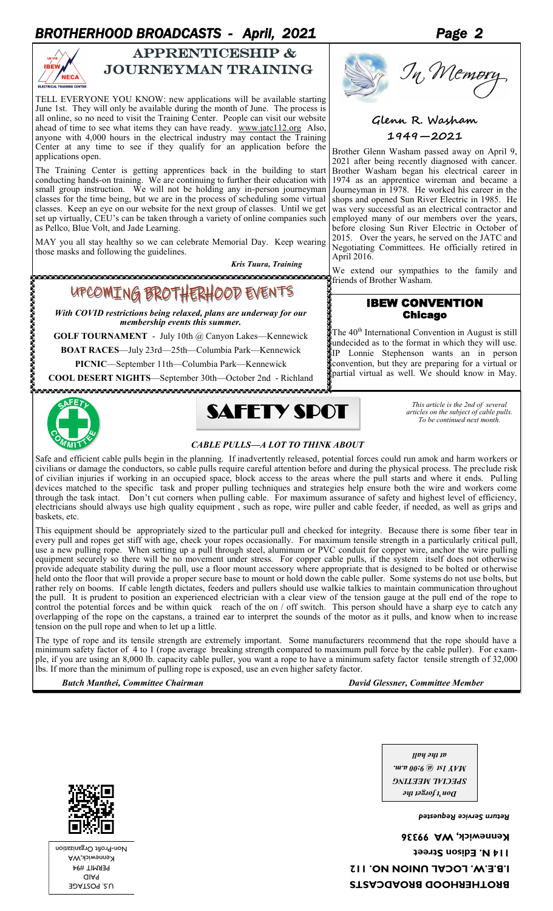## APPRENTICESHIP & JOURNEYMAN TRAINING

TELL EVERYONE YOU KNOW: new applications will be available starting June 1st. They will only be available during the month of June. The process is all online, so no need to visit the Training Center. People can visit our website ahead of time to see what items they can have ready. www.jatc112.org Also, anyone with 4,000 hours in the electrical industry may contact the Training Center at any time to see if they qualify for an application before the applications open.

The Training Center is getting apprentices back in the building to start conducting hands-on training. We are continuing to further their education with small group instruction. We will not be holding any in-person journeyman classes for the time being, but we are in the process of scheduling some virtual classes. Keep an eye on our website for the next group of classes. Until we get set up virtually, CEU's can be taken through a variety of online companies such as Pellco, Blue Volt, and Jade Learning.

MAY you all stay healthy so we can celebrate Memorial Day. Keep wearing those masks and following the guidelines.

***Kris Tuura, Training***

## In Memory

### Glenn R. Washam
### 1949—2021

Brother Glenn Washam passed away on April 9, 2021 after being recently diagnosed with cancer. Brother Washam began his electrical career in 1974 as an apprentice wireman and became a Journeyman in 1978. He worked his career in the shops and opened Sun River Electric in 1985. He was very successful as an electrical contractor and employed many of our members over the years, before closing Sun River Electric in October of 2015. Over the years, he served on the JATC and Negotiating Committees. He officially retired in April 2016.

We extend our sympathies to the family and friends of Brother Washam.

## UPCOMING BROTHERHOOD EVENTS

***With COVID restrictions being relaxed, plans are underway for our membership events this summer.***

**GOLF TOURNAMENT** - July 10th @ Canyon Lakes—Kennewick

**BOAT RACES**—July 23rd—25th—Columbia Park—Kennewick

**PICNIC**—September 11th—Columbia Park—Kennewick

**COOL DESERT NIGHTS**—September 30th—October 2nd - Richland

## IBEW CONVENTION
### Chicago

The 40th International Convention in August is still undecided as to the format in which they will use. IP Lonnie Stephenson wants an in person convention, but they are preparing for a virtual or partial virtual as well. We should know in May.

## SAFETY SPOT

*This article is the 2nd of several articles on the subject of cable pulls. To be continued next month.*

### *CABLE PULLS—A LOT TO THINK ABOUT*

Safe and efficient cable pulls begin in the planning. If inadvertently released, potential forces could run amok and harm workers or civilians or damage the conductors, so cable pulls require careful attention before and during the physical process. The preclude risk of civilian injuries if working in an occupied space, block access to the areas where the pull starts and where it ends. Pulling devices matched to the specific task and proper pulling techniques and strategies help ensure both the wire and workers come through the task intact. Don't cut corners when pulling cable. For maximum assurance of safety and highest level of efficiency, electricians should always use high quality equipment , such as rope, wire puller and cable feeder, if needed, as well as grips and baskets, etc.

This equipment should be appropriately sized to the particular pull and checked for integrity. Because there is some fiber tear in every pull and ropes get stiff with age, check your ropes occasionally. For maximum tensile strength in a particularly critical pull, use a new pulling rope. When setting up a pull through steel, aluminum or PVC conduit for copper wire, anchor the wire pulling equipment securely so there will be no movement under stress. For copper cable pulls, if the system itself does not otherwise provide adequate stability during the pull, use a floor mount accessory where appropriate that is designed to be bolted or otherwise held onto the floor that will provide a proper secure base to mount or hold down the cable puller. Some systems do not use bolts, but rather rely on booms. If cable length dictates, feeders and pullers should use walkie talkies to maintain communication throughout the pull. It is prudent to position an experienced electrician with a clear view of the tension gauge at the pull end of the rope to control the potential forces and be within quick reach of the on / off switch. This person should have a sharp eye to catch any overlapping of the rope on the capstans, a trained ear to interpret the sounds of the motor as it pulls, and know when to increase tension on the pull rope and when to let up a little.

The type of rope and its tensile strength are extremely important. Some manufacturers recommend that the rope should have a minimum safety factor of 4 to 1 (rope average breaking strength compared to maximum pull force by the cable puller). For example, if you are using an 8,000 lb. capacity cable puller, you want a rope to have a minimum safety factor tensile strength of 32,000 lbs. If more than the minimum of pulling rope is exposed, use an even higher safety factor.

***Butch Manthei, Committee Chairman*** ***David Glessner, Committee Member***

U.S. POSTAGE
PAID
PERMIT #94
Kennewick,WA
Non-Profit Organization

**BROTHERHOOD BROADCASTS**
**I.B.E.W. LOCAL UNION NO. 112**
**114 N. Edison Street**
**Kennewick, WA 99336**

***Return Service Requested***

*Don't forget the*
*SPECIAL MEETING*
*MAY 1st @ 9:00 a.m.*
*at the hall*